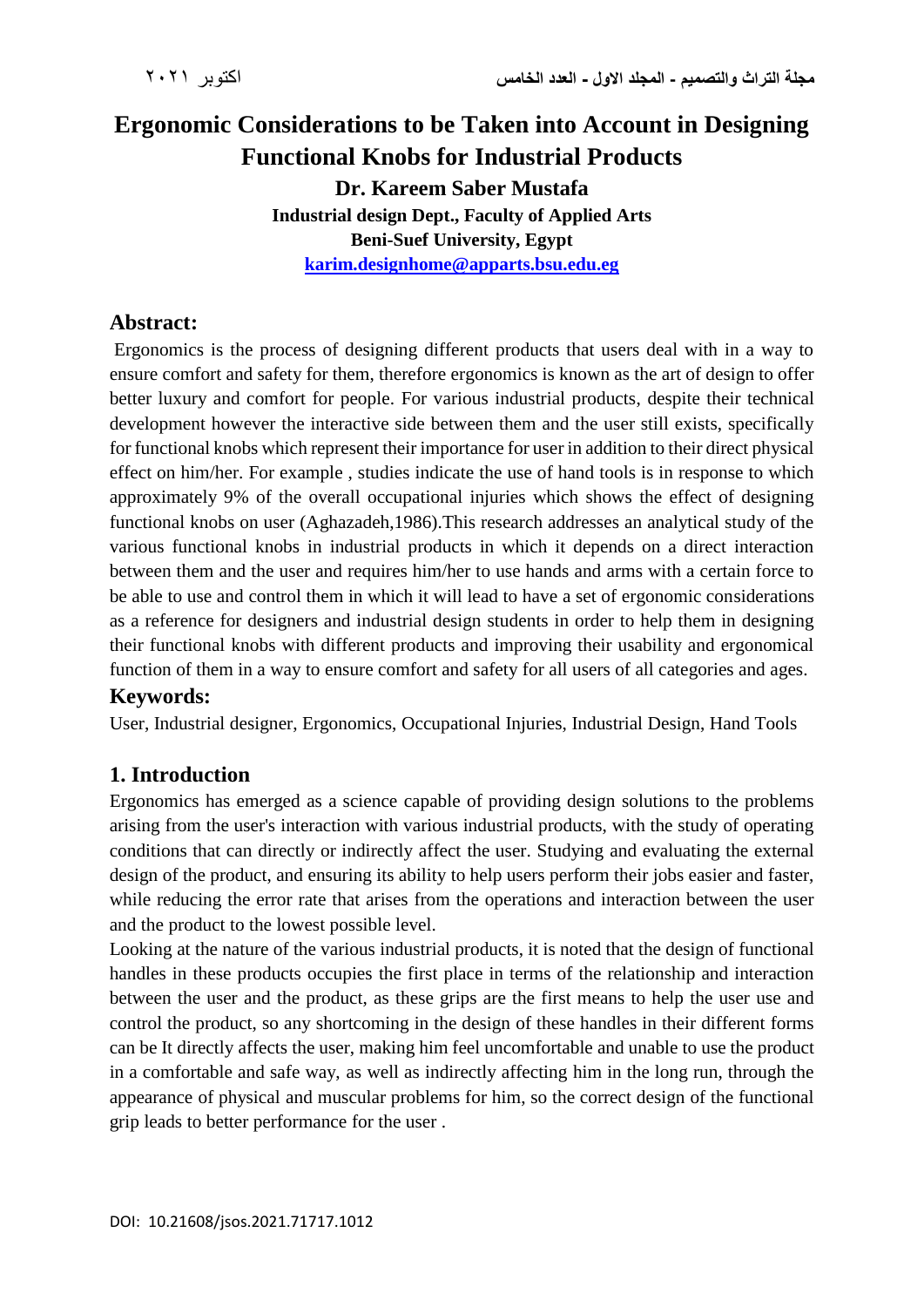# Ergonomic Considerations to be Taken into Account in Designing Functional Knobs for Industrial Products

**Dr. Kareem Saber Mustafa**

**Industrial design Dept., Faculty of Applied Arts**

**Beni-Suef University, Egypt**

**karim.designhome@apparts.bsu.edu.eg**

## Abstract:

Ergonomics is the process of designing different products that users deal with in a way to ensure comfort and safety for them, therefore ergonomics is known as the art of design to offer better luxury and comfort for people. For various industrial products, despite their technical development however the interactive side between them and the user still exists, specifically for functional knobs which represent their importance for user in addition to their direct physical effect on him/her. For example , studies indicate the use of hand tools is in response to which approximately 9% of the overall occupational injuries which shows the effect of designing functional knobs on user (Aghazadeh,1986).This research addresses an analytical study of the various functional knobs in industrial products in which it depends on a direct interaction between them and the user and requires him/her to use hands and arms with a certain force to be able to use and control them in which it will lead to have a set of ergonomic considerations as a reference for designers and industrial design students in order to help them in designing their functional knobs with different products and improving their usability and ergonomical function of them in a way to ensure comfort and safety for all users of all categories and ages.

## Keywords:

User, Industrial designer, Ergonomics, Occupational Injuries, Industrial Design, Hand Tools

## 1. Introduction

Ergonomics has emerged as a science capable of providing design solutions to the problems arising from the user's interaction with various industrial products, with the study of operating conditions that can directly or indirectly affect the user. Studying and evaluating the external design of the product, and ensuring its ability to help users perform their jobs easier and faster, while reducing the error rate that arises from the operations and interaction between the user and the product to the lowest possible level.

Looking at the nature of the various industrial products, it is noted that the design of functional handles in these products occupies the first place in terms of the relationship and interaction between the user and the product, as these grips are the first means to help the user use and control the product, so any shortcoming in the design of these handles in their different forms can be It directly affects the user, making him feel uncomfortable and unable to use the product in a comfortable and safe way, as well as indirectly affecting him in the long run, through the appearance of physical and muscular problems for him, so the correct design of the functional grip leads to better performance for the user .

DOI: 10.21608/jsos.2021.71717.1012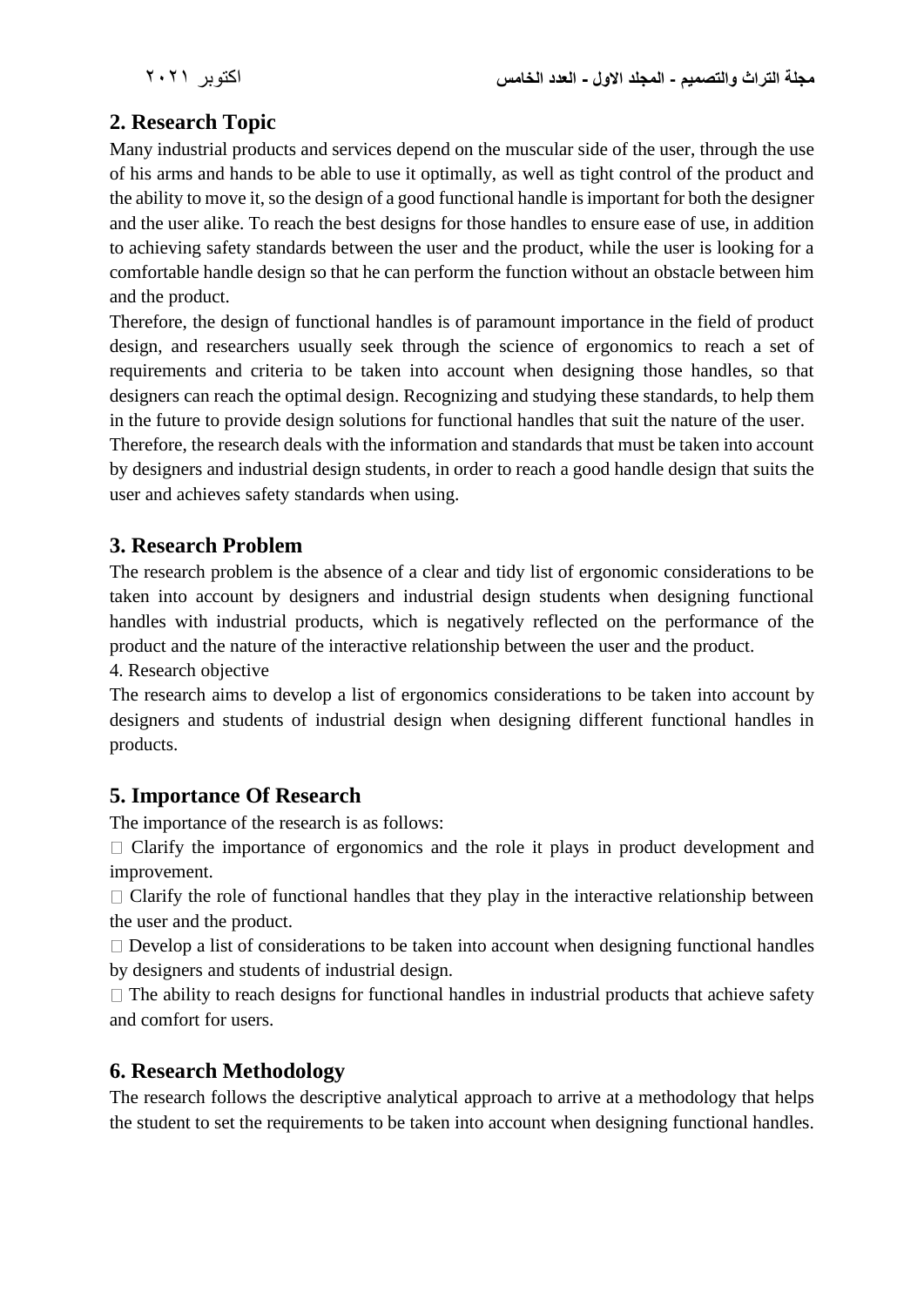## 2. Research Topic

Many industrial products and services depend on the muscular side of the user, through the use of his arms and hands to be able to use it optimally, as well as tight control of the product and the ability to move it, so the design of a good functional handle is important for both the designer and the user alike. To reach the best designs for those handles to ensure ease of use, in addition to achieving safety standards between the user and the product, while the user is looking for a comfortable handle design so that he can perform the function without an obstacle between him and the product.

Therefore, the design of functional handles is of paramount importance in the field of product design, and researchers usually seek through the science of ergonomics to reach a set of requirements and criteria to be taken into account when designing those handles, so that designers can reach the optimal design. Recognizing and studying these standards, to help them in the future to provide design solutions for functional handles that suit the nature of the user.

Therefore, the research deals with the information and standards that must be taken into account by designers and industrial design students, in order to reach a good handle design that suits the user and achieves safety standards when using.

## 3. Research Problem

The research problem is the absence of a clear and tidy list of ergonomic considerations to be taken into account by designers and industrial design students when designing functional handles with industrial products, which is negatively reflected on the performance of the product and the nature of the interactive relationship between the user and the product.

4. Research objective

The research aims to develop a list of ergonomics considerations to be taken into account by designers and students of industrial design when designing different functional handles in products.

## 5. Importance Of Research

The importance of the research is as follows:

- Clarify the importance of ergonomics and the role it plays in product development and improvement.
- Clarify the role of functional handles that they play in the interactive relationship between the user and the product.
- Develop a list of considerations to be taken into account when designing functional handles by designers and students of industrial design.
- The ability to reach designs for functional handles in industrial products that achieve safety and comfort for users.

## 6. Research Methodology

The research follows the descriptive analytical approach to arrive at a methodology that helps the student to set the requirements to be taken into account when designing functional handles.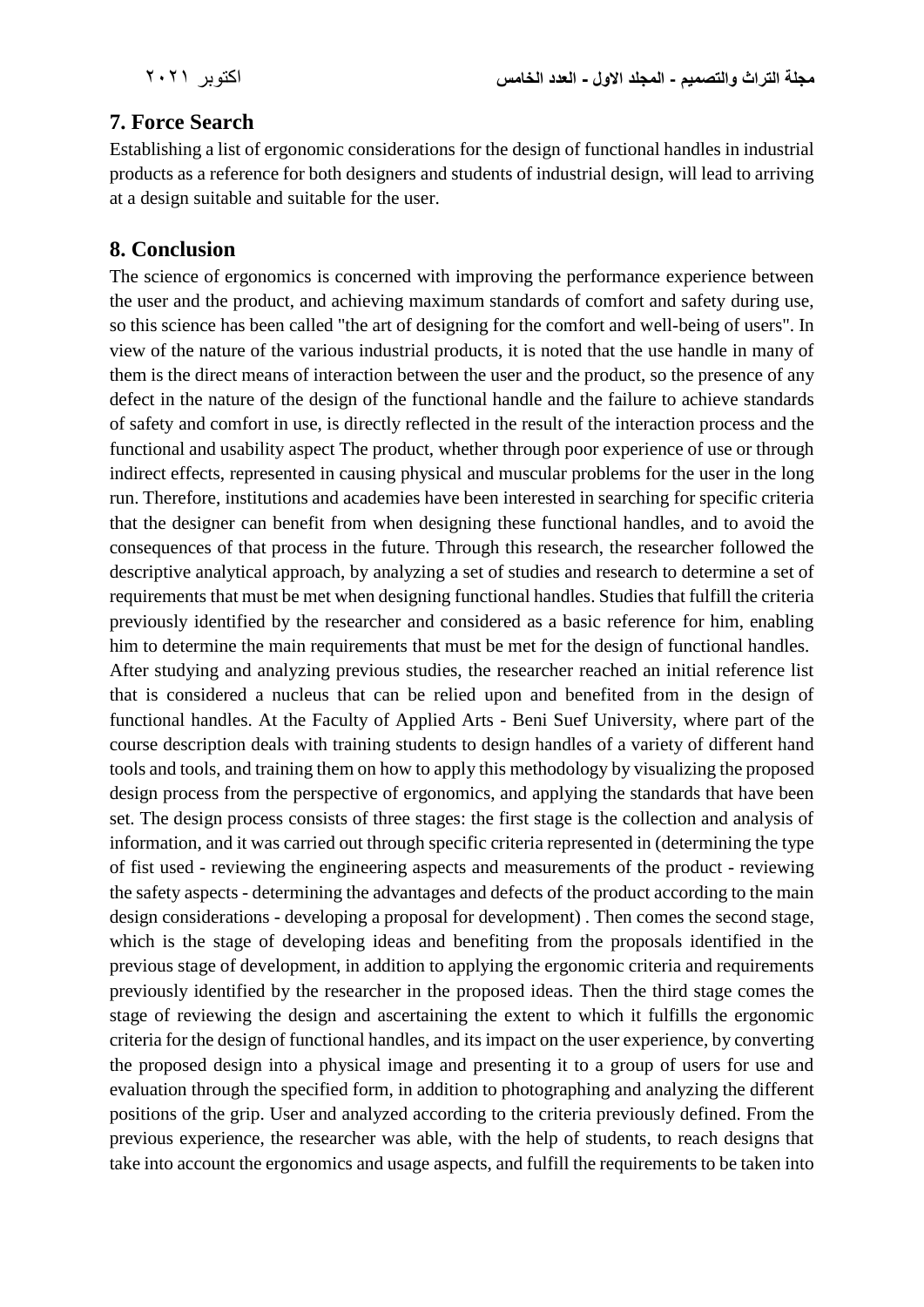## 7. Force Search

Establishing a list of ergonomic considerations for the design of functional handles in industrial products as a reference for both designers and students of industrial design, will lead to arriving at a design suitable and suitable for the user.

## 8. Conclusion

The science of ergonomics is concerned with improving the performance experience between the user and the product, and achieving maximum standards of comfort and safety during use, so this science has been called "the art of designing for the comfort and well-being of users". In view of the nature of the various industrial products, it is noted that the use handle in many of them is the direct means of interaction between the user and the product, so the presence of any defect in the nature of the design of the functional handle and the failure to achieve standards of safety and comfort in use, is directly reflected in the result of the interaction process and the functional and usability aspect The product, whether through poor experience of use or through indirect effects, represented in causing physical and muscular problems for the user in the long run. Therefore, institutions and academies have been interested in searching for specific criteria that the designer can benefit from when designing these functional handles, and to avoid the consequences of that process in the future. Through this research, the researcher followed the descriptive analytical approach, by analyzing a set of studies and research to determine a set of requirements that must be met when designing functional handles. Studies that fulfill the criteria previously identified by the researcher and considered as a basic reference for him, enabling him to determine the main requirements that must be met for the design of functional handles.

After studying and analyzing previous studies, the researcher reached an initial reference list that is considered a nucleus that can be relied upon and benefited from in the design of functional handles. At the Faculty of Applied Arts - Beni Suef University, where part of the course description deals with training students to design handles of a variety of different hand tools and tools, and training them on how to apply this methodology by visualizing the proposed design process from the perspective of ergonomics, and applying the standards that have been set. The design process consists of three stages: the first stage is the collection and analysis of information, and it was carried out through specific criteria represented in (determining the type of fist used - reviewing the engineering aspects and measurements of the product - reviewing the safety aspects - determining the advantages and defects of the product according to the main design considerations - developing a proposal for development) . Then comes the second stage, which is the stage of developing ideas and benefiting from the proposals identified in the previous stage of development, in addition to applying the ergonomic criteria and requirements previously identified by the researcher in the proposed ideas. Then the third stage comes the stage of reviewing the design and ascertaining the extent to which it fulfills the ergonomic criteria for the design of functional handles, and its impact on the user experience, by converting the proposed design into a physical image and presenting it to a group of users for use and evaluation through the specified form, in addition to photographing and analyzing the different positions of the grip. User and analyzed according to the criteria previously defined. From the previous experience, the researcher was able, with the help of students, to reach designs that take into account the ergonomics and usage aspects, and fulfill the requirements to be taken into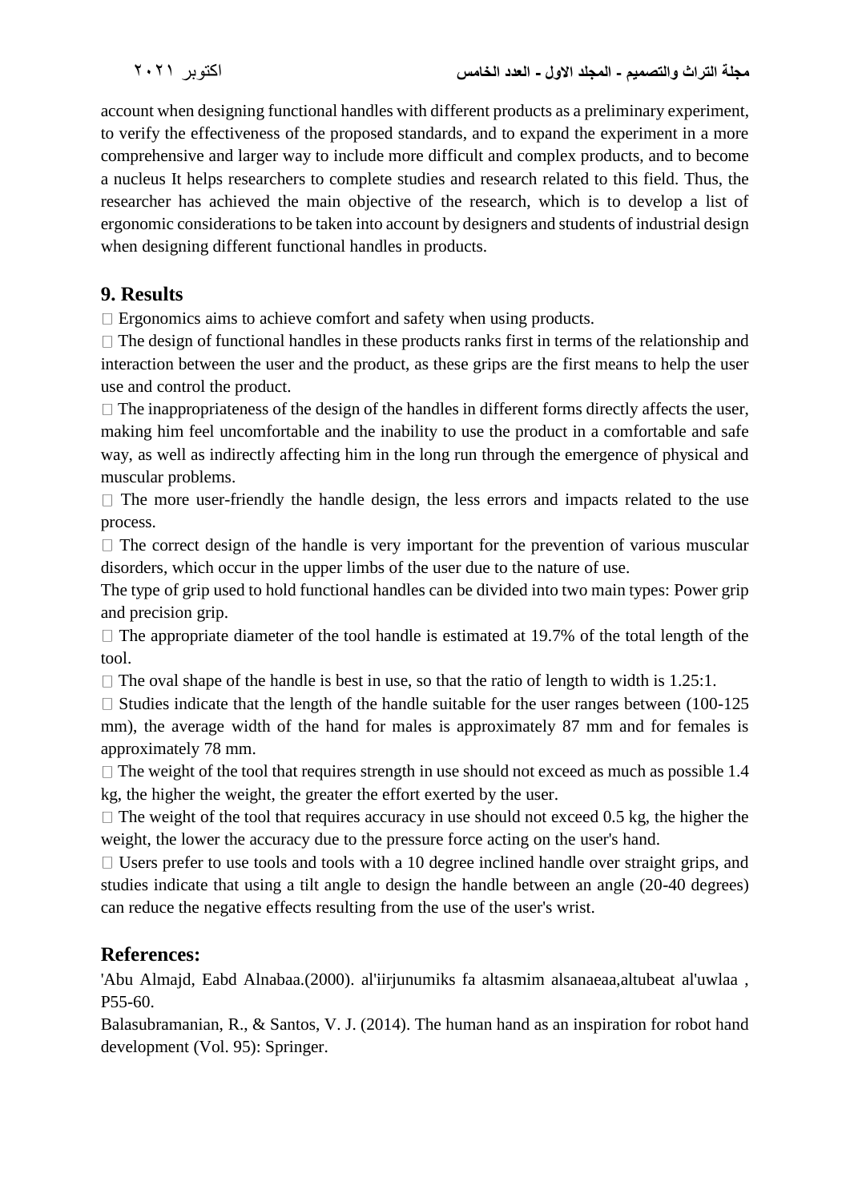account when designing functional handles with different products as a preliminary experiment, to verify the effectiveness of the proposed standards, and to expand the experiment in a more comprehensive and larger way to include more difficult and complex products, and to become a nucleus It helps researchers to complete studies and research related to this field. Thus, the researcher has achieved the main objective of the research, which is to develop a list of ergonomic considerations to be taken into account by designers and students of industrial design when designing different functional handles in products.

## 9. Results

- Ergonomics aims to achieve comfort and safety when using products.
- The design of functional handles in these products ranks first in terms of the relationship and interaction between the user and the product, as these grips are the first means to help the user use and control the product.
- The inappropriateness of the design of the handles in different forms directly affects the user, making him feel uncomfortable and the inability to use the product in a comfortable and safe way, as well as indirectly affecting him in the long run through the emergence of physical and muscular problems.
- The more user-friendly the handle design, the less errors and impacts related to the use process.
- The correct design of the handle is very important for the prevention of various muscular disorders, which occur in the upper limbs of the user due to the nature of use.

The type of grip used to hold functional handles can be divided into two main types: Power grip and precision grip.

- The appropriate diameter of the tool handle is estimated at 19.7% of the total length of the tool.
- The oval shape of the handle is best in use, so that the ratio of length to width is 1.25:1.
- Studies indicate that the length of the handle suitable for the user ranges between (100-125 mm), the average width of the hand for males is approximately 87 mm and for females is approximately 78 mm.
- The weight of the tool that requires strength in use should not exceed as much as possible 1.4 kg, the higher the weight, the greater the effort exerted by the user.
- The weight of the tool that requires accuracy in use should not exceed 0.5 kg, the higher the weight, the lower the accuracy due to the pressure force acting on the user's hand.
- Users prefer to use tools and tools with a 10 degree inclined handle over straight grips, and studies indicate that using a tilt angle to design the handle between an angle (20-40 degrees) can reduce the negative effects resulting from the use of the user's wrist.

## References:

'Abu Almajd, Eabd Alnabaa.(2000). al'iirjunumiks fa altasmim alsanaeaa,altubeat al'uwlaa , P55-60.

Balasubramanian, R., & Santos, V. J. (2014). The human hand as an inspiration for robot hand development (Vol. 95): Springer.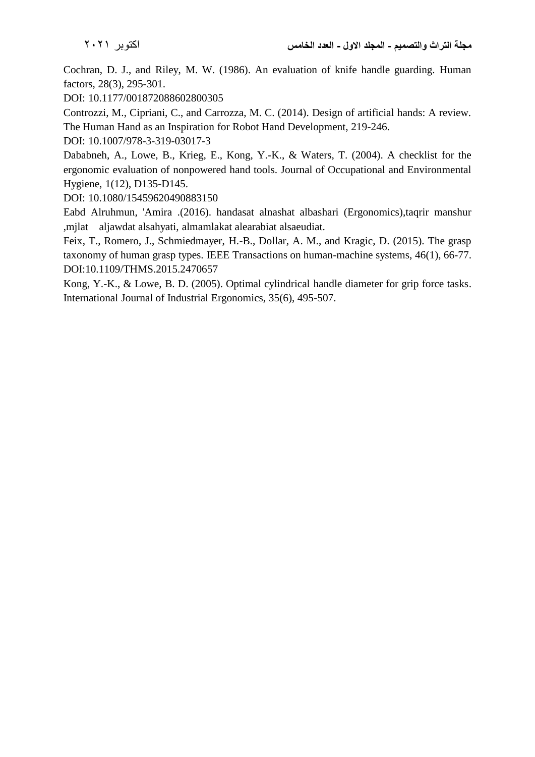Cochran, D. J., and Riley, M. W. (1986). An evaluation of knife handle guarding. Human factors, 28(3), 295-301.

DOI: 10.1177/001872088602800305

Controzzi, M., Cipriani, C., and Carrozza, M. C. (2014). Design of artificial hands: A review. The Human Hand as an Inspiration for Robot Hand Development, 219-246.

DOI: 10.1007/978-3-319-03017-3

Dababneh, A., Lowe, B., Krieg, E., Kong, Y.-K., & Waters, T. (2004). A checklist for the ergonomic evaluation of nonpowered hand tools. Journal of Occupational and Environmental Hygiene, 1(12), D135-D145.

DOI: 10.1080/15459620490883150

Eabd Alruhmun, 'Amira .(2016). handasat alnashat albashari (Ergonomics),taqrir manshur ,mjlat aljawdat alsahyati, almamlakat alearabiat alsaeudiat.

Feix, T., Romero, J., Schmiedmayer, H.-B., Dollar, A. M., and Kragic, D. (2015). The grasp taxonomy of human grasp types. IEEE Transactions on human-machine systems, 46(1), 66-77. DOI:10.1109/THMS.2015.2470657

Kong, Y.-K., & Lowe, B. D. (2005). Optimal cylindrical handle diameter for grip force tasks. International Journal of Industrial Ergonomics, 35(6), 495-507.